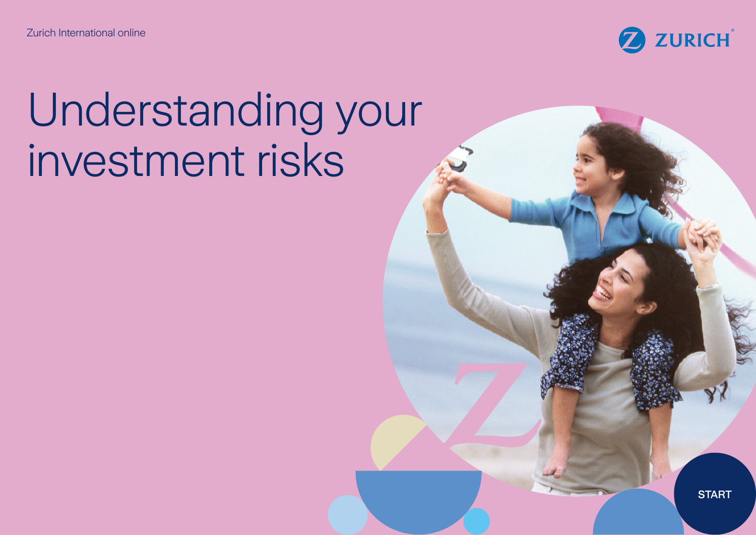Zurich International online

ZURICH

# Understanding your investment risks

START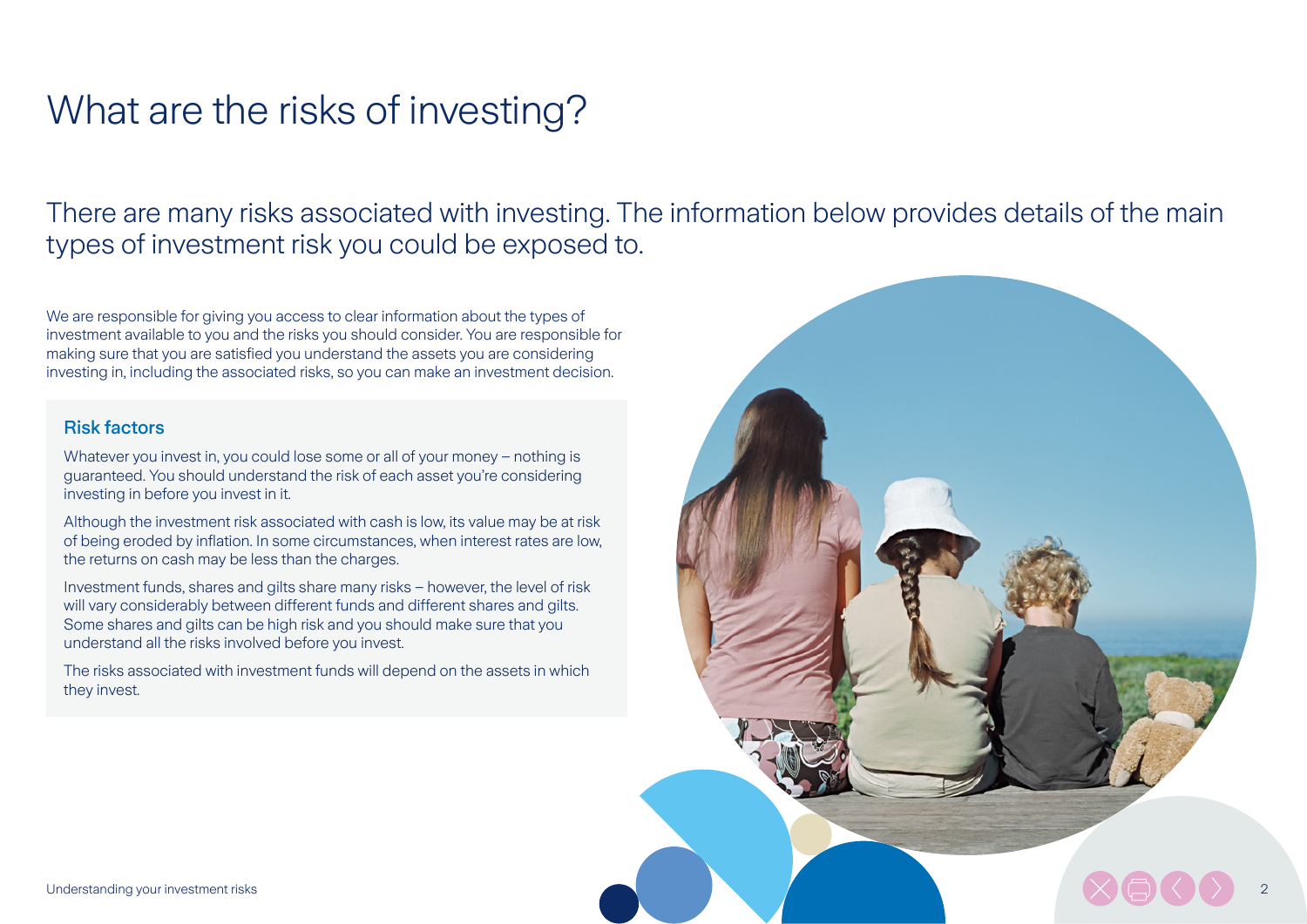# What are the risks of investing?

There are many risks associated with investing. The information below provides details of the main types of investment risk you could be exposed to.

We are responsible for giving you access to clear information about the types of investment available to you and the risks you should consider. You are responsible for making sure that you are satisfied you understand the assets you are considering investing in, including the associated risks, so you can make an investment decision.

## Risk factors

Whatever you invest in, you could lose some or all of your money – nothing is guaranteed. You should understand the risk of each asset you're considering investing in before you invest in it.

Although the investment risk associated with cash is low, its value may be at risk of being eroded by inflation. In some circumstances, when interest rates are low, the returns on cash may be less than the charges.

Investment funds, shares and gilts share many risks – however, the level of risk will vary considerably between different funds and different shares and gilts. Some shares and gilts can be high risk and you should make sure that you understand all the risks involved before you invest.

The risks associated with investment funds will depend on the assets in which they invest.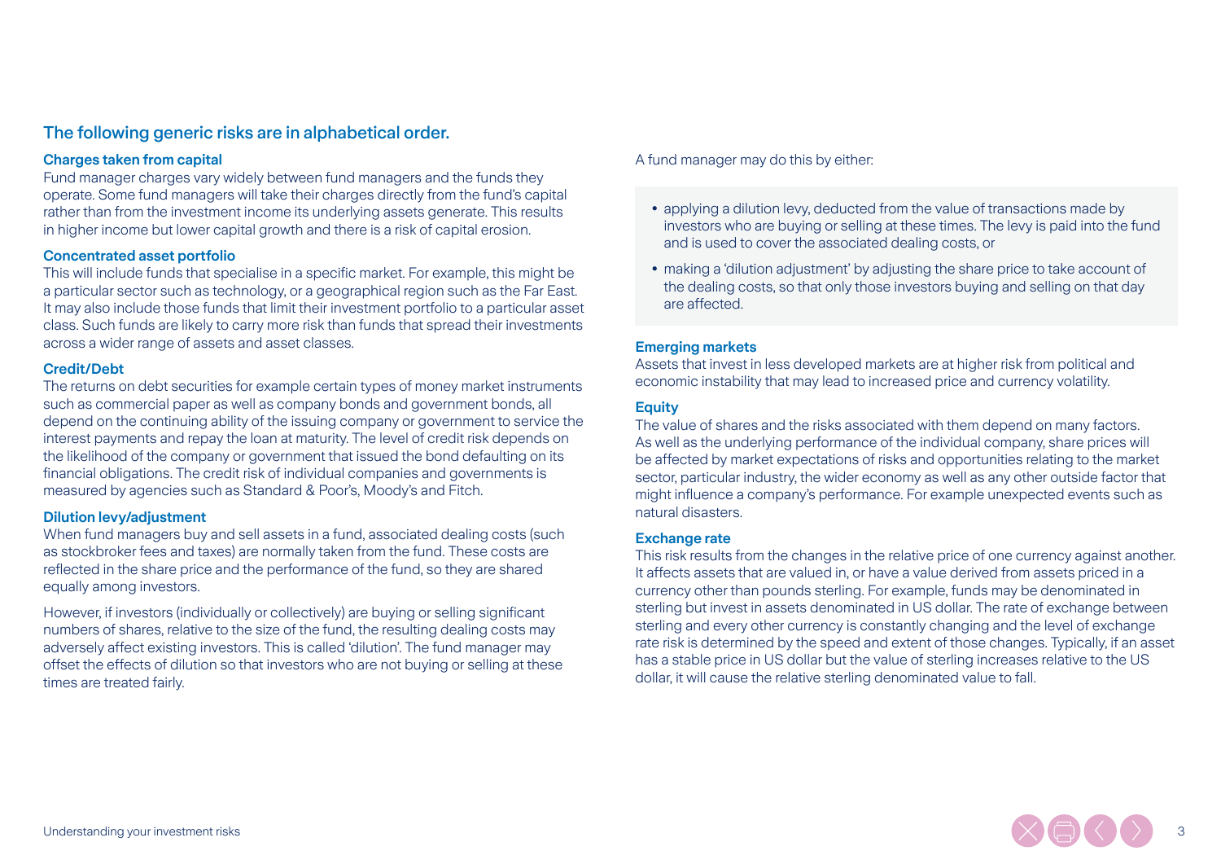## The following generic risks are in alphabetical order.

### Charges taken from capital

Fund manager charges vary widely between fund managers and the funds they operate. Some fund managers will take their charges directly from the fund's capital rather than from the investment income its underlying assets generate. This results in higher income but lower capital growth and there is a risk of capital erosion.

### Concentrated asset portfolio

This will include funds that specialise in a specific market. For example, this might be a particular sector such as technology, or a geographical region such as the Far East. It may also include those funds that limit their investment portfolio to a particular asset class. Such funds are likely to carry more risk than funds that spread their investments across a wider range of assets and asset classes.

### Credit/Debt

The returns on debt securities for example certain types of money market instruments such as commercial paper as well as company bonds and government bonds, all depend on the continuing ability of the issuing company or government to service the interest payments and repay the loan at maturity. The level of credit risk depends on the likelihood of the company or government that issued the bond defaulting on its financial obligations. The credit risk of individual companies and governments is measured by agencies such as Standard & Poor's, Moody's and Fitch.

### Dilution levy/adjustment

When fund managers buy and sell assets in a fund, associated dealing costs (such as stockbroker fees and taxes) are normally taken from the fund. These costs are reflected in the share price and the performance of the fund, so they are shared equally among investors.

However, if investors (individually or collectively) are buying or selling significant numbers of shares, relative to the size of the fund, the resulting dealing costs may adversely affect existing investors. This is called 'dilution'. The fund manager may offset the effects of dilution so that investors who are not buying or selling at these times are treated fairly.

A fund manager may do this by either:

- applying a dilution levy, deducted from the value of transactions made by investors who are buying or selling at these times. The levy is paid into the fund and is used to cover the associated dealing costs, or
- making a 'dilution adjustment' by adjusting the share price to take account of the dealing costs, so that only those investors buying and selling on that day are affected.

### Emerging markets

Assets that invest in less developed markets are at higher risk from political and economic instability that may lead to increased price and currency volatility.

### Equity

The value of shares and the risks associated with them depend on many factors. As well as the underlying performance of the individual company, share prices will be affected by market expectations of risks and opportunities relating to the market sector, particular industry, the wider economy as well as any other outside factor that might influence a company's performance. For example unexpected events such as natural disasters.

### Exchange rate

This risk results from the changes in the relative price of one currency against another. It affects assets that are valued in, or have a value derived from assets priced in a currency other than pounds sterling. For example, funds may be denominated in sterling but invest in assets denominated in US dollar. The rate of exchange between sterling and every other currency is constantly changing and the level of exchange rate risk is determined by the speed and extent of those changes. Typically, if an asset has a stable price in US dollar but the value of sterling increases relative to the US dollar, it will cause the relative sterling denominated value to fall.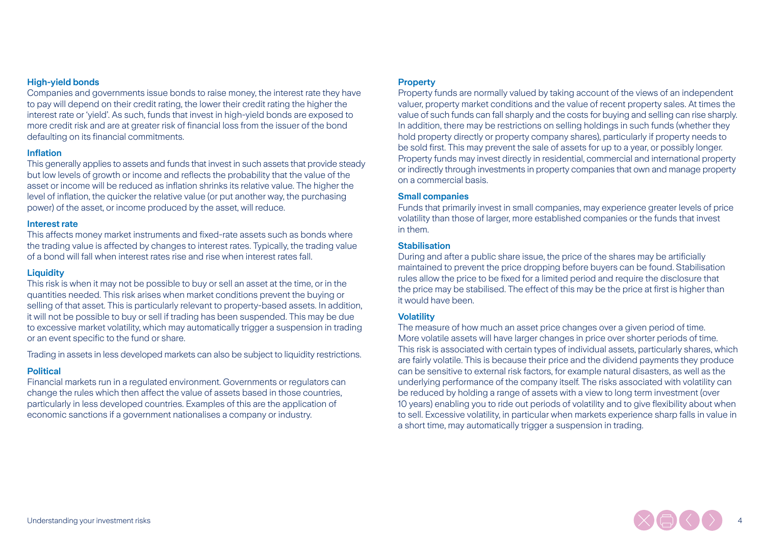### High-yield bonds

Companies and governments issue bonds to raise money, the interest rate they have to pay will depend on their credit rating, the lower their credit rating the higher the interest rate or 'yield'. As such, funds that invest in high-yield bonds are exposed to more credit risk and are at greater risk of financial loss from the issuer of the bond defaulting on its financial commitments.

### Inflation

This generally applies to assets and funds that invest in such assets that provide steady but low levels of growth or income and reflects the probability that the value of the asset or income will be reduced as inflation shrinks its relative value. The higher the level of inflation, the quicker the relative value (or put another way, the purchasing power) of the asset, or income produced by the asset, will reduce.

### Interest rate

This affects money market instruments and fixed-rate assets such as bonds where the trading value is affected by changes to interest rates. Typically, the trading value of a bond will fall when interest rates rise and rise when interest rates fall.

### Liquidity

This risk is when it may not be possible to buy or sell an asset at the time, or in the quantities needed. This risk arises when market conditions prevent the buying or selling of that asset. This is particularly relevant to property-based assets. In addition, it will not be possible to buy or sell if trading has been suspended. This may be due to excessive market volatility, which may automatically trigger a suspension in trading or an event specific to the fund or share.

Trading in assets in less developed markets can also be subject to liquidity restrictions.

### Political

Financial markets run in a regulated environment. Governments or regulators can change the rules which then affect the value of assets based in those countries, particularly in less developed countries. Examples of this are the application of economic sanctions if a government nationalises a company or industry.

### Property

Property funds are normally valued by taking account of the views of an independent valuer, property market conditions and the value of recent property sales. At times the value of such funds can fall sharply and the costs for buying and selling can rise sharply. In addition, there may be restrictions on selling holdings in such funds (whether they hold property directly or property company shares), particularly if property needs to be sold first. This may prevent the sale of assets for up to a year, or possibly longer. Property funds may invest directly in residential, commercial and international property or indirectly through investments in property companies that own and manage property on a commercial basis.

### Small companies

Funds that primarily invest in small companies, may experience greater levels of price volatility than those of larger, more established companies or the funds that invest in them.

### Stabilisation

During and after a public share issue, the price of the shares may be artificially maintained to prevent the price dropping before buyers can be found. Stabilisation rules allow the price to be fixed for a limited period and require the disclosure that the price may be stabilised. The effect of this may be the price at first is higher than it would have been.

### Volatility

The measure of how much an asset price changes over a given period of time. More volatile assets will have larger changes in price over shorter periods of time. This risk is associated with certain types of individual assets, particularly shares, which are fairly volatile. This is because their price and the dividend payments they produce can be sensitive to external risk factors, for example natural disasters, as well as the underlying performance of the company itself. The risks associated with volatility can be reduced by holding a range of assets with a view to long term investment (over 10 years) enabling you to ride out periods of volatility and to give flexibility about when to sell. Excessive volatility, in particular when markets experience sharp falls in value in a short time, may automatically trigger a suspension in trading.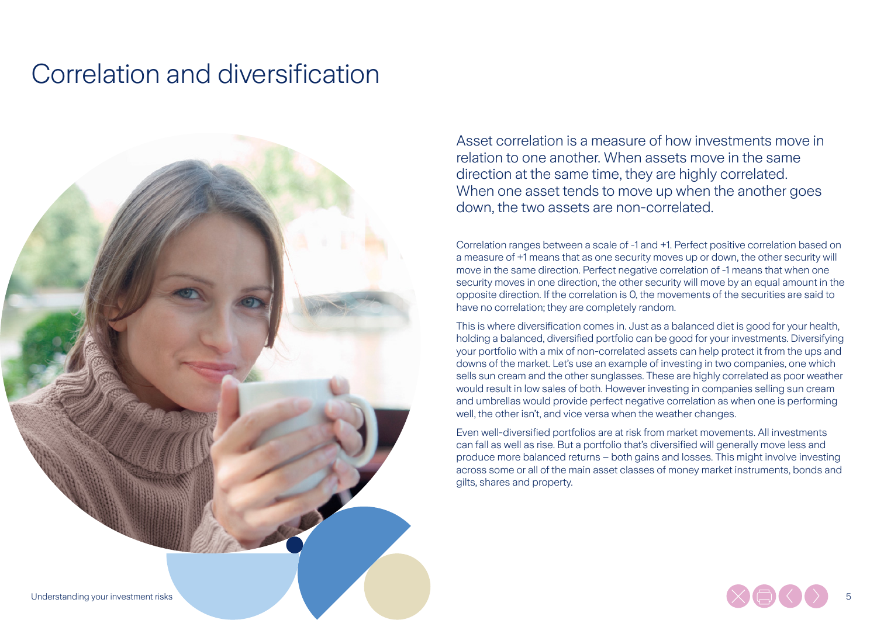# Correlation and diversification

Asset correlation is a measure of how investments move in relation to one another. When assets move in the same direction at the same time, they are highly correlated. When one asset tends to move up when the another goes down, the two assets are non-correlated.

Correlation ranges between a scale of -1 and +1. Perfect positive correlation based on a measure of +1 means that as one security moves up or down, the other security will move in the same direction. Perfect negative correlation of -1 means that when one security moves in one direction, the other security will move by an equal amount in the opposite direction. If the correlation is 0, the movements of the securities are said to have no correlation; they are completely random.

This is where diversification comes in. Just as a balanced diet is good for your health, holding a balanced, diversified portfolio can be good for your investments. Diversifying your portfolio with a mix of non-correlated assets can help protect it from the ups and downs of the market. Let's use an example of investing in two companies, one which sells sun cream and the other sunglasses. These are highly correlated as poor weather would result in low sales of both. However investing in companies selling sun cream and umbrellas would provide perfect negative correlation as when one is performing well, the other isn't, and vice versa when the weather changes.

Even well-diversified portfolios are at risk from market movements. All investments can fall as well as rise. But a portfolio that's diversified will generally move less and produce more balanced returns – both gains and losses. This might involve investing across some or all of the main asset classes of money market instruments, bonds and gilts, shares and property.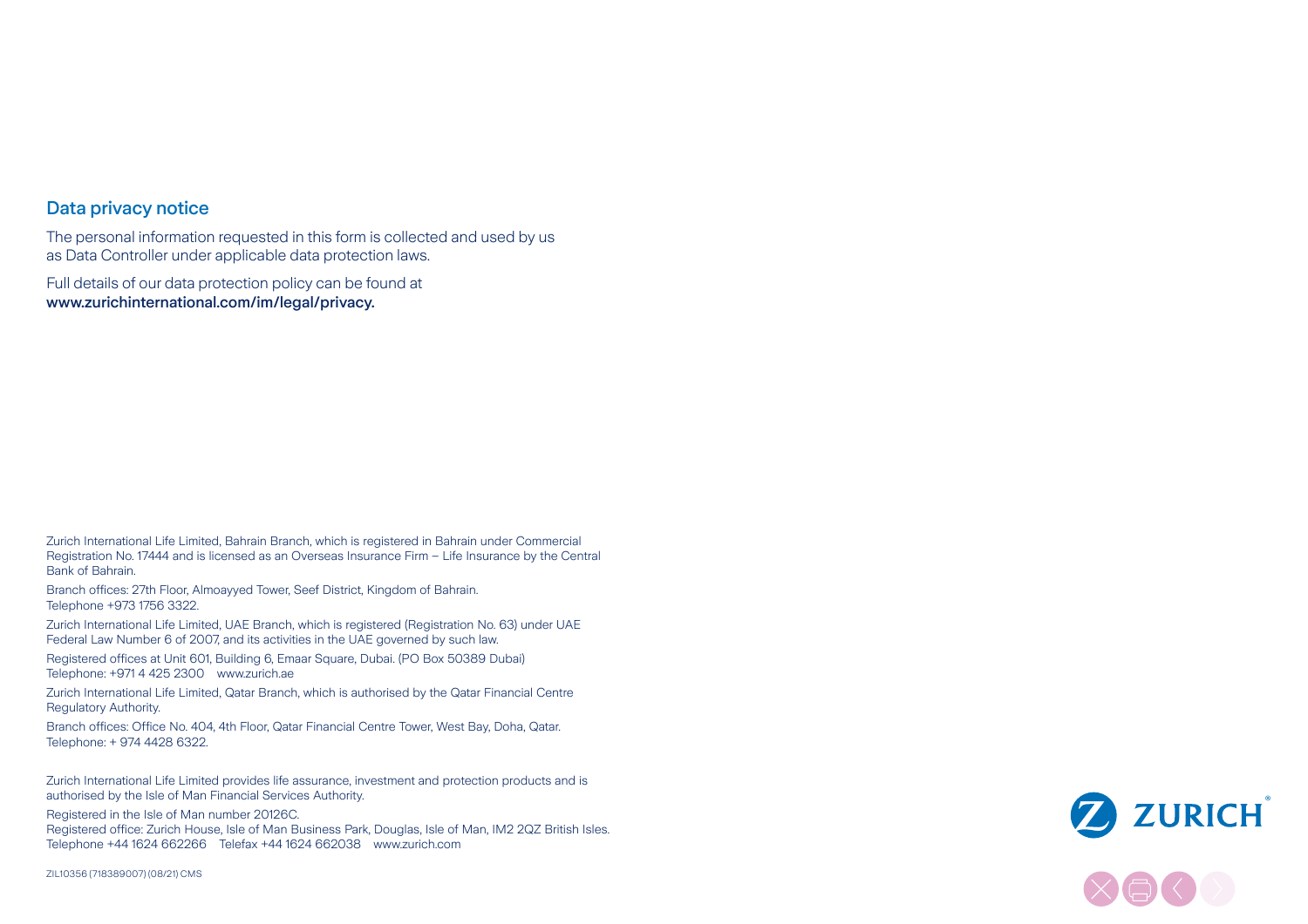## Data privacy notice

The personal information requested in this form is collected and used by us as Data Controller under applicable data protection laws.

Full details of our data protection policy can be found at **www.zurichinternational.com/im/legal/privacy.**

Zurich International Life Limited, Bahrain Branch, which is registered in Bahrain under Commercial Registration No. 17444 and is licensed as an Overseas Insurance Firm – Life Insurance by the Central Bank of Bahrain.

Branch offices: 27th Floor, Almoayyed Tower, Seef District, Kingdom of Bahrain.
Telephone +973 1756 3322.

Zurich International Life Limited, UAE Branch, which is registered (Registration No. 63) under UAE Federal Law Number 6 of 2007, and its activities in the UAE governed by such law.

Registered offices at Unit 601, Building 6, Emaar Square, Dubai. (PO Box 50389 Dubai)
Telephone: +971 4 425 2300 www.zurich.ae

Zurich International Life Limited, Qatar Branch, which is authorised by the Qatar Financial Centre Regulatory Authority.

Branch offices: Office No. 404, 4th Floor, Qatar Financial Centre Tower, West Bay, Doha, Qatar.
Telephone: + 974 4428 6322.

Zurich International Life Limited provides life assurance, investment and protection products and is authorised by the Isle of Man Financial Services Authority.

Registered in the Isle of Man number 20126C.
Registered office: Zurich House, Isle of Man Business Park, Douglas, Isle of Man, IM2 2QZ British Isles.
Telephone +44 1624 662266 Telefax +44 1624 662038 www.zurich.com

ZIL10356 (718389007) (08/21) CMS

ZURICH®